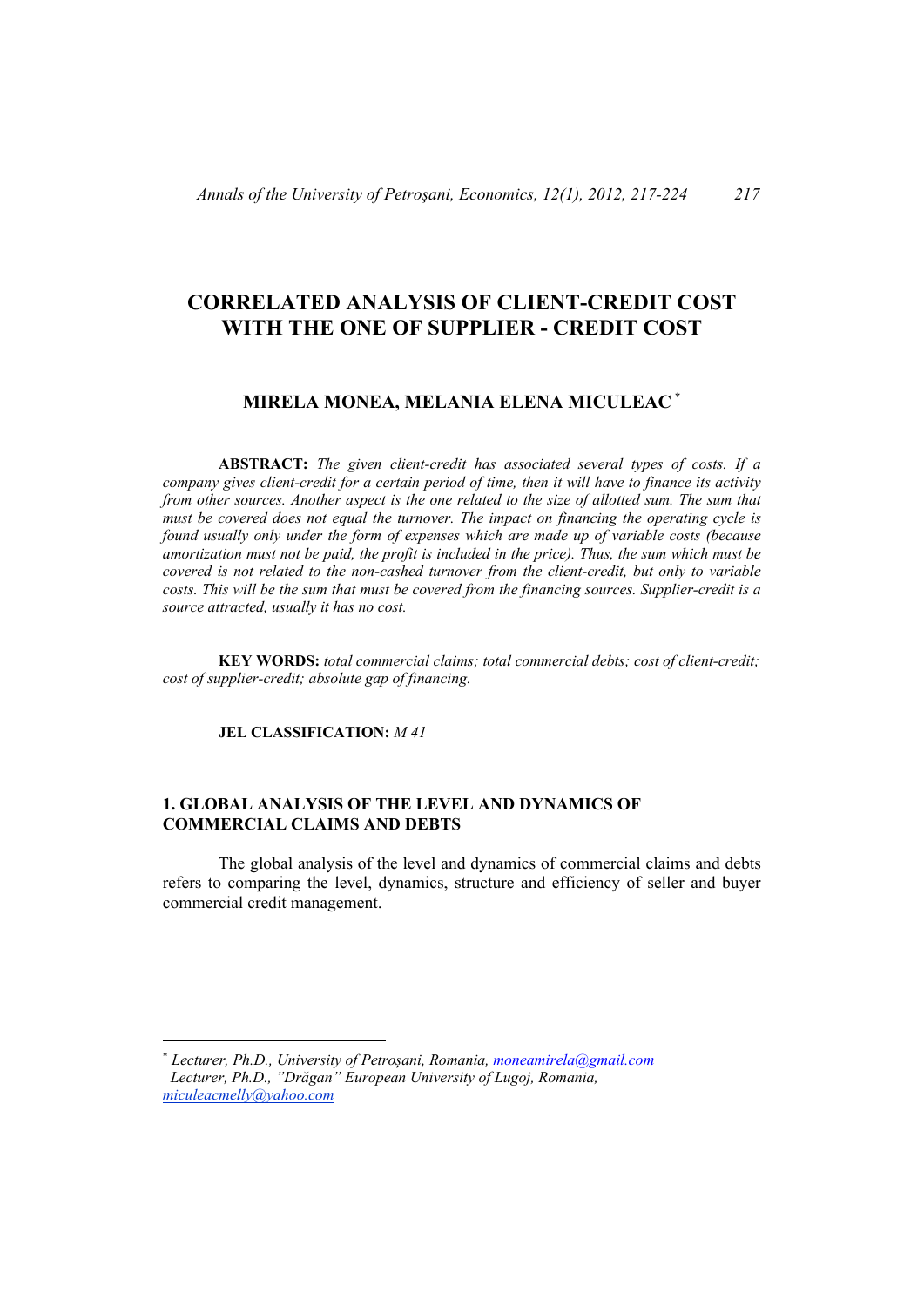# CORRELATED ANALYSIS OF CLIENT-CREDIT COST WITH THE ONE OF SUPPLIER - CREDIT COST

## MIRELA MONEA, MELANIA ELENA MICULEAC [*]

**ABSTRACT:** *The given client-credit has associated several types of costs. If a company gives client-credit for a certain period of time, then it will have to finance its activity from other sources. Another aspect is the one related to the size of allotted sum. The sum that must be covered does not equal the turnover. The impact on financing the operating cycle is found usually only under the form of expenses which are made up of variable costs (because amortization must not be paid, the profit is included in the price). Thus, the sum which must be covered is not related to the non-cashed turnover from the client-credit, but only to variable costs. This will be the sum that must be covered from the financing sources. Supplier-credit is a source attracted, usually it has no cost.*

**KEY WORDS:** *total commercial claims; total commercial debts; cost of client-credit; cost of supplier-credit; absolute gap of financing.*

**JEL CLASSIFICATION:** *M 41*

## 1. GLOBAL ANALYSIS OF THE LEVEL AND DYNAMICS OF COMMERCIAL CLAIMS AND DEBTS

The global analysis of the level and dynamics of commercial claims and debts refers to comparing the level, dynamics, structure and efficiency of seller and buyer commercial credit management.

---

[*] *Lecturer, Ph.D., University of Petroșani, Romania, moneamirela@gmail.com*
*Lecturer, Ph.D., "Drăgan" European University of Lugoj, Romania, miculeacmelly@yahoo.com*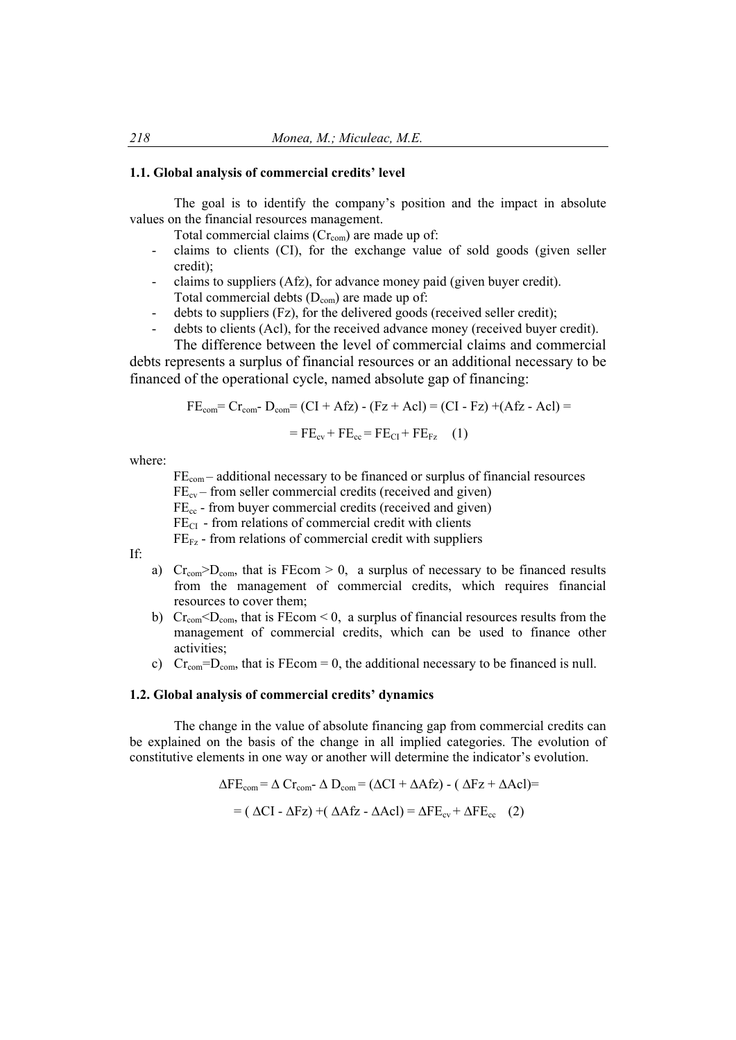### 1.1. Global analysis of commercial credits' level

The goal is to identify the company's position and the impact in absolute values on the financial resources management.

Total commercial claims ($Cr_{com}$) are made up of:

- claims to clients (CI), for the exchange value of sold goods (given seller credit);
- claims to suppliers (Afz), for advance money paid (given buyer credit).

Total commercial debts ($D_{com}$) are made up of:

- debts to suppliers (Fz), for the delivered goods (received seller credit);
- debts to clients (Acl), for the received advance money (received buyer credit).

The difference between the level of commercial claims and commercial debts represents a surplus of financial resources or an additional necessary to be financed of the operational cycle, named absolute gap of financing:

$$FE_{com} = Cr_{com} - D_{com} = (CI + Afz) - (Fz + Acl) = (CI - Fz) + (Afz - Acl) =$$

$$= FE_{cv} + FE_{cc} = FE_{CI} + FE_{Fz} \quad (1)$$

where:

$FE_{com}$ – additional necessary to be financed or surplus of financial resources

$FE_{cv}$ – from seller commercial credits (received and given)

$FE_{cc}$ - from buyer commercial credits (received and given)

$FE_{CI}$ - from relations of commercial credit with clients

$FE_{Fz}$ - from relations of commercial credit with suppliers

If:

a) $Cr_{com} > D_{com}$, that is $FEcom > 0$, a surplus of necessary to be financed results from the management of commercial credits, which requires financial resources to cover them;
b) $Cr_{com} < D_{com}$, that is $FEcom < 0$, a surplus of financial resources results from the management of commercial credits, which can be used to finance other activities;
c) $Cr_{com} = D_{com}$, that is $FEcom = 0$, the additional necessary to be financed is null.

### 1.2. Global analysis of commercial credits' dynamics

The change in the value of absolute financing gap from commercial credits can be explained on the basis of the change in all implied categories. The evolution of constitutive elements in one way or another will determine the indicator's evolution.

$$\Delta FE_{com} = \Delta Cr_{com} - \Delta D_{com} = (\Delta CI + \Delta Afz) - (\Delta Fz + \Delta Acl) =$$

$$= (\Delta CI - \Delta Fz) + (\Delta Afz - \Delta Acl) = \Delta FE_{cv} + \Delta FE_{cc} \quad (2)$$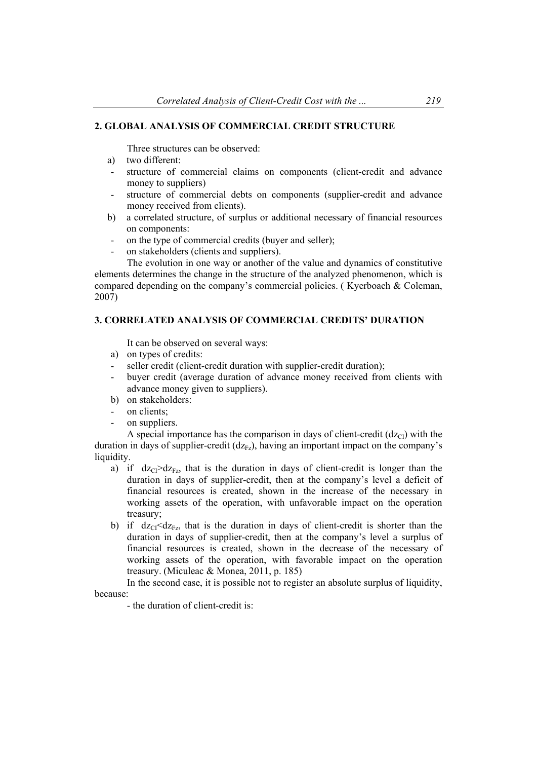## 2. GLOBAL ANALYSIS OF COMMERCIAL CREDIT STRUCTURE

Three structures can be observed:

a) two different:
- structure of commercial claims on components (client-credit and advance money to suppliers)
- structure of commercial debts on components (supplier-credit and advance money received from clients).

b) a correlated structure, of surplus or additional necessary of financial resources on components:
- on the type of commercial credits (buyer and seller);
- on stakeholders (clients and suppliers).

The evolution in one way or another of the value and dynamics of constitutive elements determines the change in the structure of the analyzed phenomenon, which is compared depending on the company's commercial policies. ( Kyerboach & Coleman, 2007)

## 3. CORRELATED ANALYSIS OF COMMERCIAL CREDITS' DURATION

It can be observed on several ways:

a) on types of credits:
- seller credit (client-credit duration with supplier-credit duration);
- buyer credit (average duration of advance money received from clients with advance money given to suppliers).

b) on stakeholders:
- on clients;
- on suppliers.

A special importance has the comparison in days of client-credit ($dz_{Cl}$) with the duration in days of supplier-credit ($dz_{Fz}$), having an important impact on the company's liquidity.

a) if $dz_{Cl}>dz_{Fz}$, that is the duration in days of client-credit is longer than the duration in days of supplier-credit, then at the company's level a deficit of financial resources is created, shown in the increase of the necessary in working assets of the operation, with unfavorable impact on the operation treasury;

b) if $dz_{Cl}<dz_{Fz}$, that is the duration in days of client-credit is shorter than the duration in days of supplier-credit, then at the company's level a surplus of financial resources is created, shown in the decrease of the necessary of working assets of the operation, with favorable impact on the operation treasury. (Miculeac & Monea, 2011, p. 185)

In the second case, it is possible not to register an absolute surplus of liquidity, because:

- the duration of client-credit is: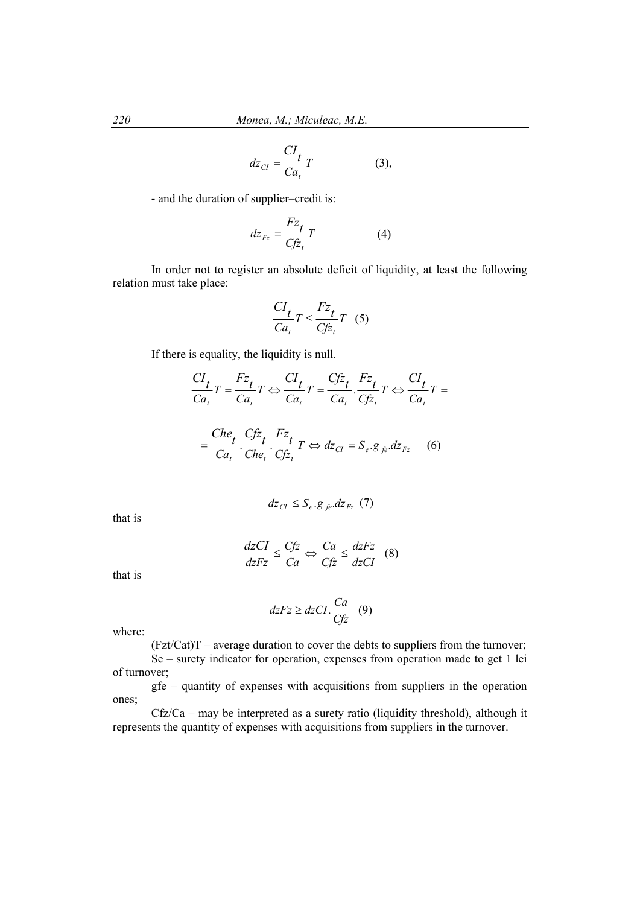$$dz_{CI} = \frac{CI_t}{Ca_t} T \qquad (3),$$

- and the duration of supplier–credit is:

$$dz_{Fz} = \frac{Fz_t}{Cfz_t} T \qquad (4)$$

In order not to register an absolute deficit of liquidity, at least the following relation must take place:

$$\frac{CI_t}{Ca_t} T \leq \frac{Fz_t}{Cfz_t} T \quad (5)$$

If there is equality, the liquidity is null.

$$\frac{CI_t}{Ca_t} T = \frac{Fz_t}{Ca_t} T \Leftrightarrow \frac{CI_t}{Ca_t} T = \frac{Cfz_t}{Ca_t} \cdot \frac{Fz_t}{Cfz_t} T \Leftrightarrow \frac{CI_t}{Ca_t} T =$$

$$= \frac{Che_t}{Ca_t} \cdot \frac{Cfz_t}{Che_t} \cdot \frac{Fz_t}{Cfz_t} T \Leftrightarrow dz_{CI} = S_e . g_{fe} . dz_{Fz} \qquad (6)$$

$$dz_{CI} \leq S_e . g_{fe} . dz_{Fz} \quad (7)$$

that is

$$\frac{dzCI}{dzFz} \leq \frac{Cfz}{Ca} \Leftrightarrow \frac{Ca}{Cfz} \leq \frac{dzFz}{dzCI} \quad (8)$$

that is

$$dzFz \geq dzCI . \frac{Ca}{Cfz} \quad (9)$$

where:

(Fzt/Cat)T – average duration to cover the debts to suppliers from the turnover;

Se – surety indicator for operation, expenses from operation made to get 1 lei of turnover;

gfe – quantity of expenses with acquisitions from suppliers in the operation ones;

Cfz/Ca – may be interpreted as a surety ratio (liquidity threshold), although it represents the quantity of expenses with acquisitions from suppliers in the turnover.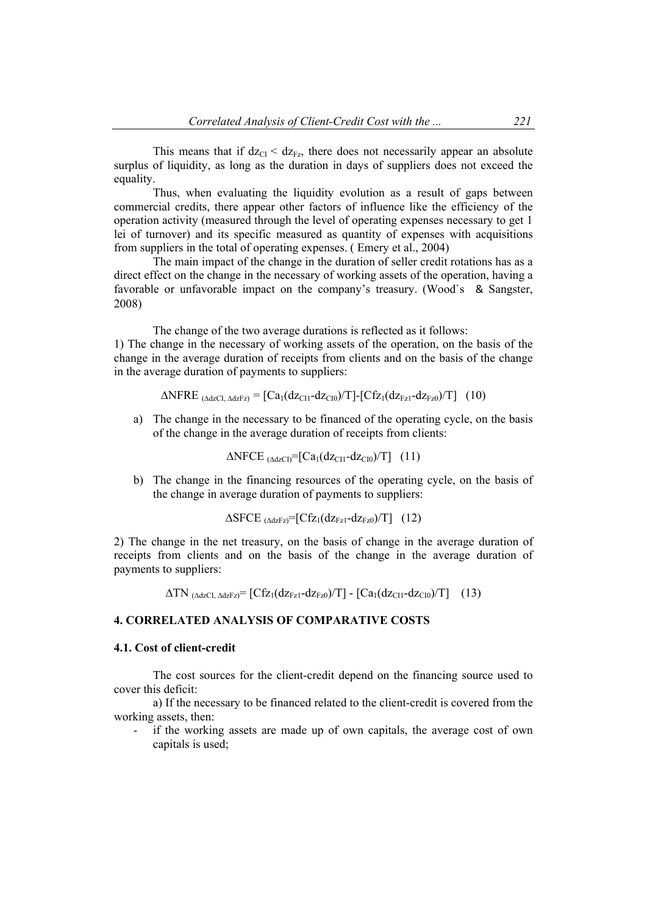This means that if $dz_{Cl} < dz_{Fz}$, there does not necessarily appear an absolute surplus of liquidity, as long as the duration in days of suppliers does not exceed the equality.

Thus, when evaluating the liquidity evolution as a result of gaps between commercial credits, there appear other factors of influence like the efficiency of the operation activity (measured through the level of operating expenses necessary to get 1 lei of turnover) and its specific measured as quantity of expenses with acquisitions from suppliers in the total of operating expenses. ( Emery et al., 2004)

The main impact of the change in the duration of seller credit rotations has as a direct effect on the change in the necessary of working assets of the operation, having a favorable or unfavorable impact on the company's treasury. (Wood`s & Sangster, 2008)

The change of the two average durations is reflected as it follows:

1) The change in the necessary of working assets of the operation, on the basis of the change in the average duration of receipts from clients and on the basis of the change in the average duration of payments to suppliers:

$$\Delta NFRE_{(\Delta dzCl,\ \Delta dzFz)} = [Ca_1(dz_{Cl1}-dz_{Cl0})/T]-[Cfz_1(dz_{Fz1}-dz_{Fz0})/T] \quad (10)$$

a) The change in the necessary to be financed of the operating cycle, on the basis of the change in the average duration of receipts from clients:

$$\Delta NFCE_{(\Delta dzCl)}=[Ca_1(dz_{Cl1}-dz_{Cl0})/T] \quad (11)$$

b) The change in the financing resources of the operating cycle, on the basis of the change in average duration of payments to suppliers:

$$\Delta SFCE_{(\Delta dzFz)}=[Cfz_1(dz_{Fz1}-dz_{Fz0})/T] \quad (12)$$

2) The change in the net treasury, on the basis of change in the average duration of receipts from clients and on the basis of the change in the average duration of payments to suppliers:

$$\Delta TN_{(\Delta dzCl,\ \Delta dzFz)}= [Cfz_1(dz_{Fz1}-dz_{Fz0})/T] - [Ca_1(dz_{Cl1}-dz_{Cl0})/T] \quad (13)$$

## 4. CORRELATED ANALYSIS OF COMPARATIVE COSTS

### 4.1. Cost of client-credit

The cost sources for the client-credit depend on the financing source used to cover this deficit:

a) If the necessary to be financed related to the client-credit is covered from the working assets, then:

- if the working assets are made up of own capitals, the average cost of own capitals is used;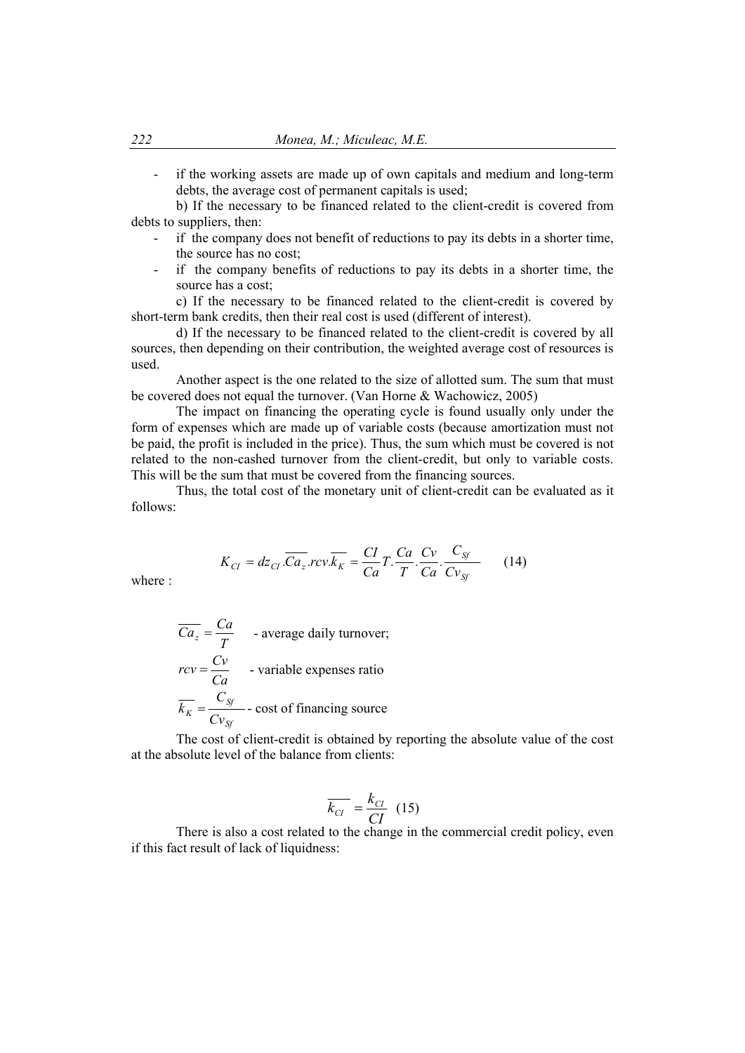- if the working assets are made up of own capitals and medium and long-term debts, the average cost of permanent capitals is used;

b) If the necessary to be financed related to the client-credit is covered from debts to suppliers, then:

- if the company does not benefit of reductions to pay its debts in a shorter time, the source has no cost;
- if the company benefits of reductions to pay its debts in a shorter time, the source has a cost;

c) If the necessary to be financed related to the client-credit is covered by short-term bank credits, then their real cost is used (different of interest).

d) If the necessary to be financed related to the client-credit is covered by all sources, then depending on their contribution, the weighted average cost of resources is used.

Another aspect is the one related to the size of allotted sum. The sum that must be covered does not equal the turnover. (Van Horne & Wachowicz, 2005)

The impact on financing the operating cycle is found usually only under the form of expenses which are made up of variable costs (because amortization must not be paid, the profit is included in the price). Thus, the sum which must be covered is not related to the non-cashed turnover from the client-credit, but only to variable costs. This will be the sum that must be covered from the financing sources.

Thus, the total cost of the monetary unit of client-credit can be evaluated as it follows:

$$K_{CI} = dz_{CI} . \overline{Ca_z} . rcv . \overline{k_K} = \frac{CI}{Ca} T . \frac{Ca}{T} . \frac{Cv}{Ca} . \frac{C_{Sf}}{Cv_{Sf}} \quad (14)$$

where :

$\overline{Ca_z} = \frac{Ca}{T}$ - average daily turnover;

$rcv = \frac{Cv}{Ca}$ - variable expenses ratio

$\overline{k_K} = \frac{C_{Sf}}{Cv_{Sf}}$ - cost of financing source

The cost of client-credit is obtained by reporting the absolute value of the cost at the absolute level of the balance from clients:

$$\overline{k_{CI}} = \frac{k_{CI}}{CI} \quad (15)$$

There is also a cost related to the change in the commercial credit policy, even if this fact result of lack of liquidness: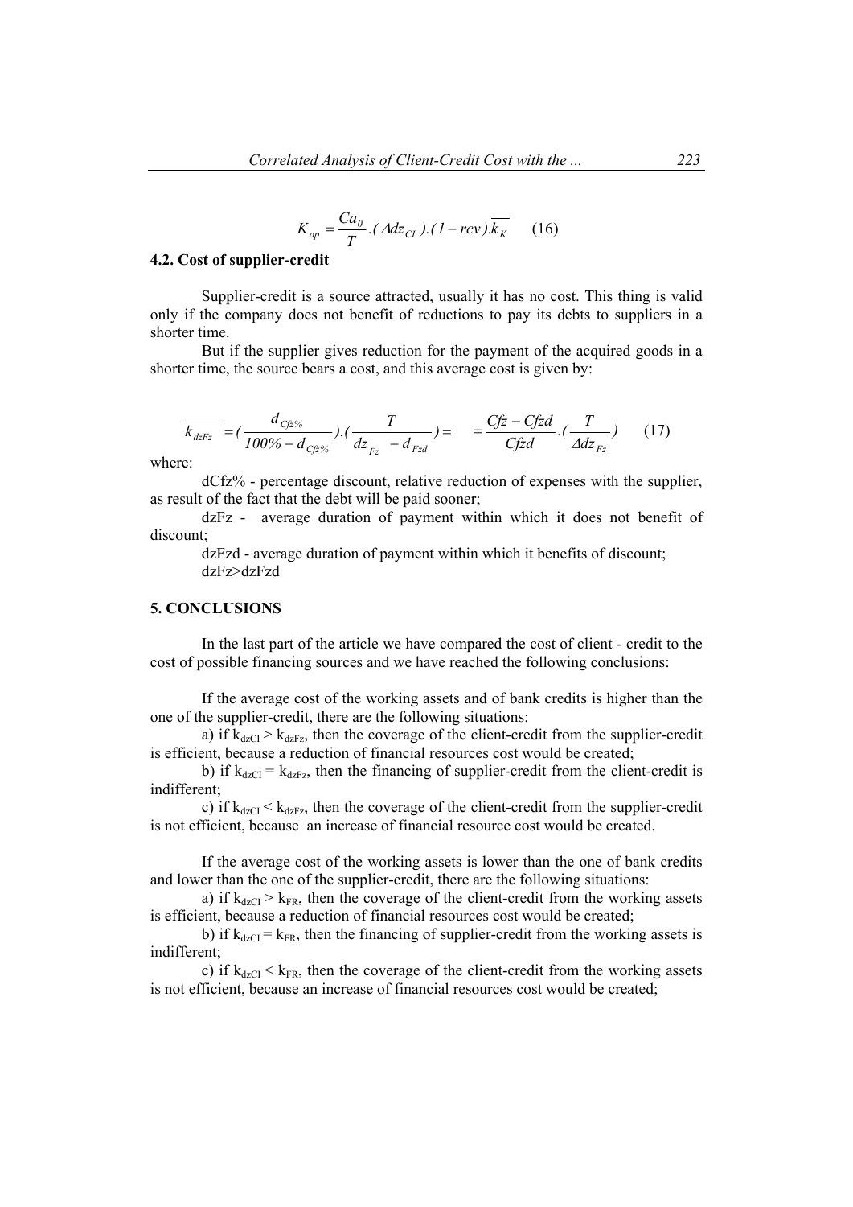$$K_{op} = \frac{Ca_0}{T}.(\Delta dz_{Cl}).(1 - rcv).\overline{k_K} \quad (16)$$

### 4.2. Cost of supplier-credit

Supplier-credit is a source attracted, usually it has no cost. This thing is valid only if the company does not benefit of reductions to pay its debts to suppliers in a shorter time.

But if the supplier gives reduction for the payment of the acquired goods in a shorter time, the source bears a cost, and this average cost is given by:

$$\overline{k_{dzFz}} = (\frac{d_{Cfz\%}}{100\% - d_{Cfz\%}}).(\frac{T}{dz_{Fz} - d_{Fzd}}) = \quad = \frac{Cfz - Cfzd}{Cfzd}.(\frac{T}{\Delta dz_{Fz}}) \quad (17)$$

where:

dCfz% - percentage discount, relative reduction of expenses with the supplier, as result of the fact that the debt will be paid sooner;

dzFz - average duration of payment within which it does not benefit of discount;

dzFzd - average duration of payment within which it benefits of discount;

dzFz>dzFzd

## 5. CONCLUSIONS

In the last part of the article we have compared the cost of client - credit to the cost of possible financing sources and we have reached the following conclusions:

If the average cost of the working assets and of bank credits is higher than the one of the supplier-credit, there are the following situations:

a) if $k_{dzCl} > k_{dzFz}$, then the coverage of the client-credit from the supplier-credit is efficient, because a reduction of financial resources cost would be created;

b) if $k_{dzCl} = k_{dzFz}$, then the financing of supplier-credit from the client-credit is indifferent;

c) if $k_{dzCl} < k_{dzFz}$, then the coverage of the client-credit from the supplier-credit is not efficient, because an increase of financial resource cost would be created.

If the average cost of the working assets is lower than the one of bank credits and lower than the one of the supplier-credit, there are the following situations:

a) if $k_{dzCl} > k_{FR}$, then the coverage of the client-credit from the working assets is efficient, because a reduction of financial resources cost would be created;

b) if $k_{dzCl} = k_{FR}$, then the financing of supplier-credit from the working assets is indifferent;

c) if $k_{dzCl} < k_{FR}$, then the coverage of the client-credit from the working assets is not efficient, because an increase of financial resources cost would be created;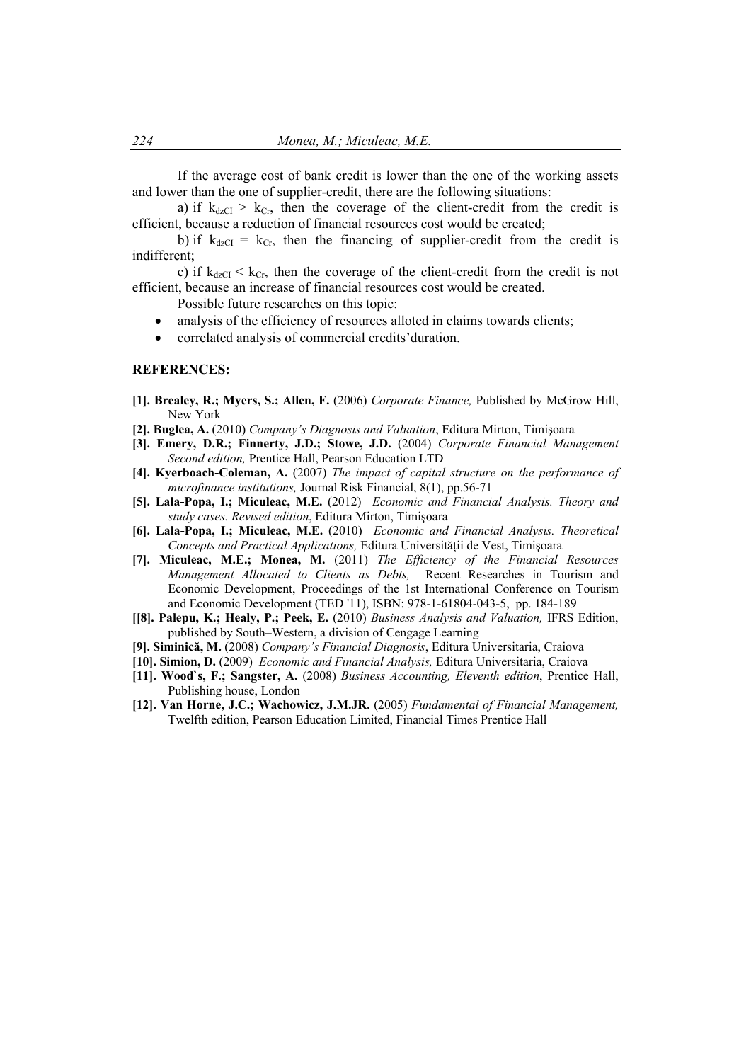If the average cost of bank credit is lower than the one of the working assets and lower than the one of supplier-credit, there are the following situations:

a) if $k_{dzCl} > k_{Cr}$, then the coverage of the client-credit from the credit is efficient, because a reduction of financial resources cost would be created;

b) if $k_{dzCl} = k_{Cr}$, then the financing of supplier-credit from the credit is indifferent;

c) if $k_{dzCl} < k_{Cr}$, then the coverage of the client-credit from the credit is not efficient, because an increase of financial resources cost would be created.

Possible future researches on this topic:

- analysis of the efficiency of resources alloted in claims towards clients;
- correlated analysis of commercial credits'duration.

## REFERENCES:

**[1]. Brealey, R.; Myers, S.; Allen, F.** (2006) *Corporate Finance,* Published by McGrow Hill, New York

**[2]. Buglea, A.** (2010) *Company's Diagnosis and Valuation*, Editura Mirton, Timişoara

**[3]. Emery, D.R.; Finnerty, J.D.; Stowe, J.D.** (2004) *Corporate Financial Management Second edition,* Prentice Hall, Pearson Education LTD

**[4]. Kyerboach-Coleman, A.** (2007) *The impact of capital structure on the performance of microfinance institutions,* Journal Risk Financial, 8(1), pp.56-71

**[5]. Lala-Popa, I.; Miculeac, M.E.** (2012) *Economic and Financial Analysis. Theory and study cases. Revised edition*, Editura Mirton, Timişoara

**[6]. Lala-Popa, I.; Miculeac, M.E.** (2010) *Economic and Financial Analysis. Theoretical Concepts and Practical Applications,* Editura Universităţii de Vest, Timişoara

**[7]. Miculeac, M.E.; Monea, M.** (2011) *The Efficiency of the Financial Resources Management Allocated to Clients as Debts,* Recent Researches in Tourism and Economic Development, Proceedings of the 1st International Conference on Tourism and Economic Development (TED '11), ISBN: 978-1-61804-043-5, pp. 184-189

**[[8]. Palepu, K.; Healy, P.; Peek, E.** (2010) *Business Analysis and Valuation,* IFRS Edition, published by South–Western, a division of Cengage Learning

**[9]. Siminică, M.** (2008) *Company's Financial Diagnosis*, Editura Universitaria, Craiova

**[10]. Simion, D.** (2009) *Economic and Financial Analysis,* Editura Universitaria, Craiova

**[11]. Wood`s, F.; Sangster, A.** (2008) *Business Accounting, Eleventh edition*, Prentice Hall, Publishing house, London

**[12]. Van Horne, J.C.; Wachowicz, J.M.JR.** (2005) *Fundamental of Financial Management,* Twelfth edition, Pearson Education Limited, Financial Times Prentice Hall